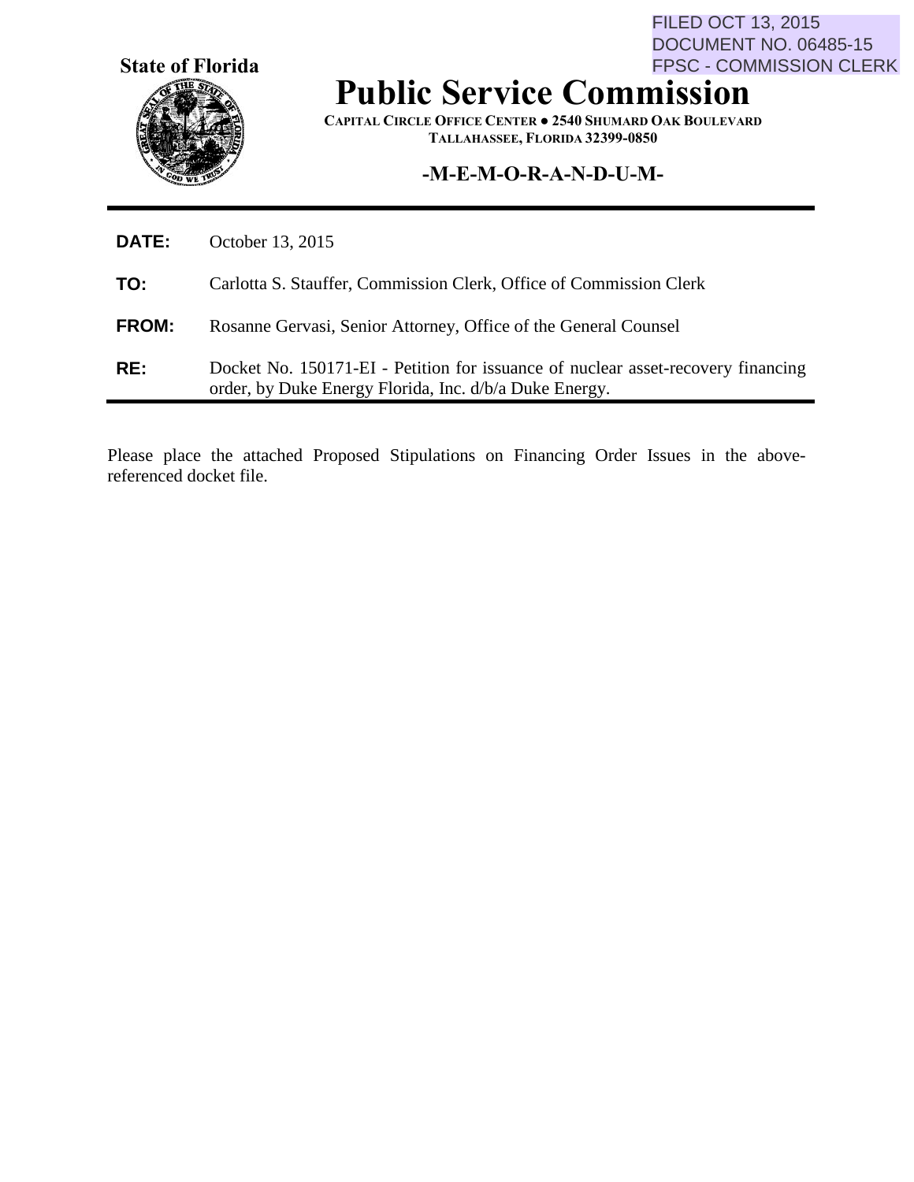FILED OCT 13, 2015
DOCUMENT NO. 06485-15
FPSC - COMMISSION CLERK

**State of Florida**

# Public Service Commission

**CAPITAL CIRCLE OFFICE CENTER ● 2540 SHUMARD OAK BOULEVARD**
**TALLAHASSEE, FLORIDA 32399-0850**

## -M-E-M-O-R-A-N-D-U-M-

**DATE:** October 13, 2015

**TO:** Carlotta S. Stauffer, Commission Clerk, Office of Commission Clerk

**FROM:** Rosanne Gervasi, Senior Attorney, Office of the General Counsel

**RE:** Docket No. 150171-EI - Petition for issuance of nuclear asset-recovery financing order, by Duke Energy Florida, Inc. d/b/a Duke Energy.

Please place the attached Proposed Stipulations on Financing Order Issues in the above-referenced docket file.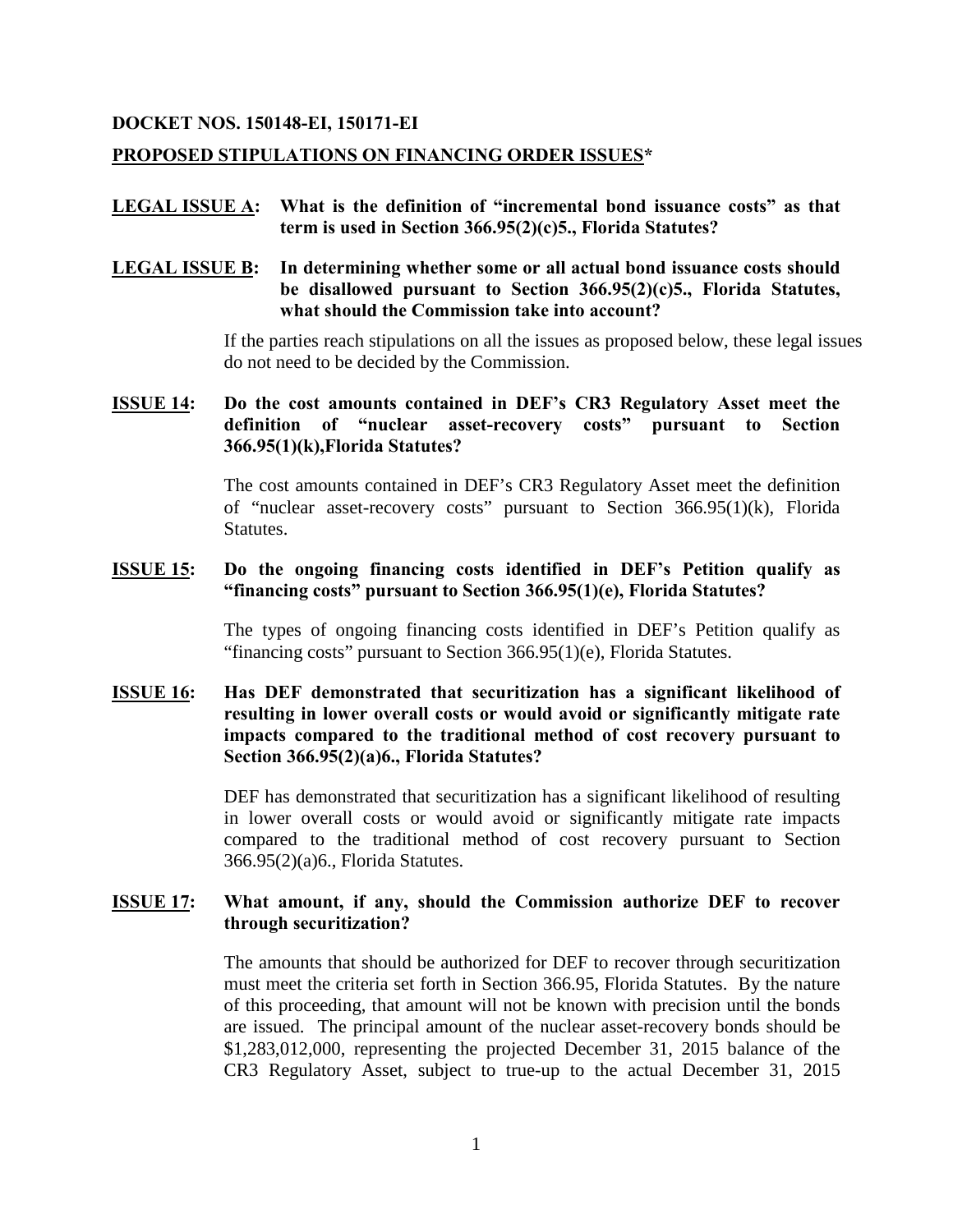**DOCKET NOS. 150148-EI, 150171-EI**

**PROPOSED STIPULATIONS ON FINANCING ORDER ISSUES***

**LEGAL ISSUE A: What is the definition of "incremental bond issuance costs" as that term is used in Section 366.95(2)(c)5., Florida Statutes?**

**LEGAL ISSUE B: In determining whether some or all actual bond issuance costs should be disallowed pursuant to Section 366.95(2)(c)5., Florida Statutes, what should the Commission take into account?**

If the parties reach stipulations on all the issues as proposed below, these legal issues do not need to be decided by the Commission.

**ISSUE 14: Do the cost amounts contained in DEF's CR3 Regulatory Asset meet the definition of "nuclear asset-recovery costs" pursuant to Section 366.95(1)(k),Florida Statutes?**

The cost amounts contained in DEF's CR3 Regulatory Asset meet the definition of "nuclear asset-recovery costs" pursuant to Section 366.95(1)(k), Florida Statutes.

**ISSUE 15: Do the ongoing financing costs identified in DEF's Petition qualify as "financing costs" pursuant to Section 366.95(1)(e), Florida Statutes?**

The types of ongoing financing costs identified in DEF's Petition qualify as "financing costs" pursuant to Section 366.95(1)(e), Florida Statutes.

**ISSUE 16: Has DEF demonstrated that securitization has a significant likelihood of resulting in lower overall costs or would avoid or significantly mitigate rate impacts compared to the traditional method of cost recovery pursuant to Section 366.95(2)(a)6., Florida Statutes?**

DEF has demonstrated that securitization has a significant likelihood of resulting in lower overall costs or would avoid or significantly mitigate rate impacts compared to the traditional method of cost recovery pursuant to Section 366.95(2)(a)6., Florida Statutes.

**ISSUE 17: What amount, if any, should the Commission authorize DEF to recover through securitization?**

The amounts that should be authorized for DEF to recover through securitization must meet the criteria set forth in Section 366.95, Florida Statutes. By the nature of this proceeding, that amount will not be known with precision until the bonds are issued. The principal amount of the nuclear asset-recovery bonds should be $1,283,012,000, representing the projected December 31, 2015 balance of the CR3 Regulatory Asset, subject to true-up to the actual December 31, 2015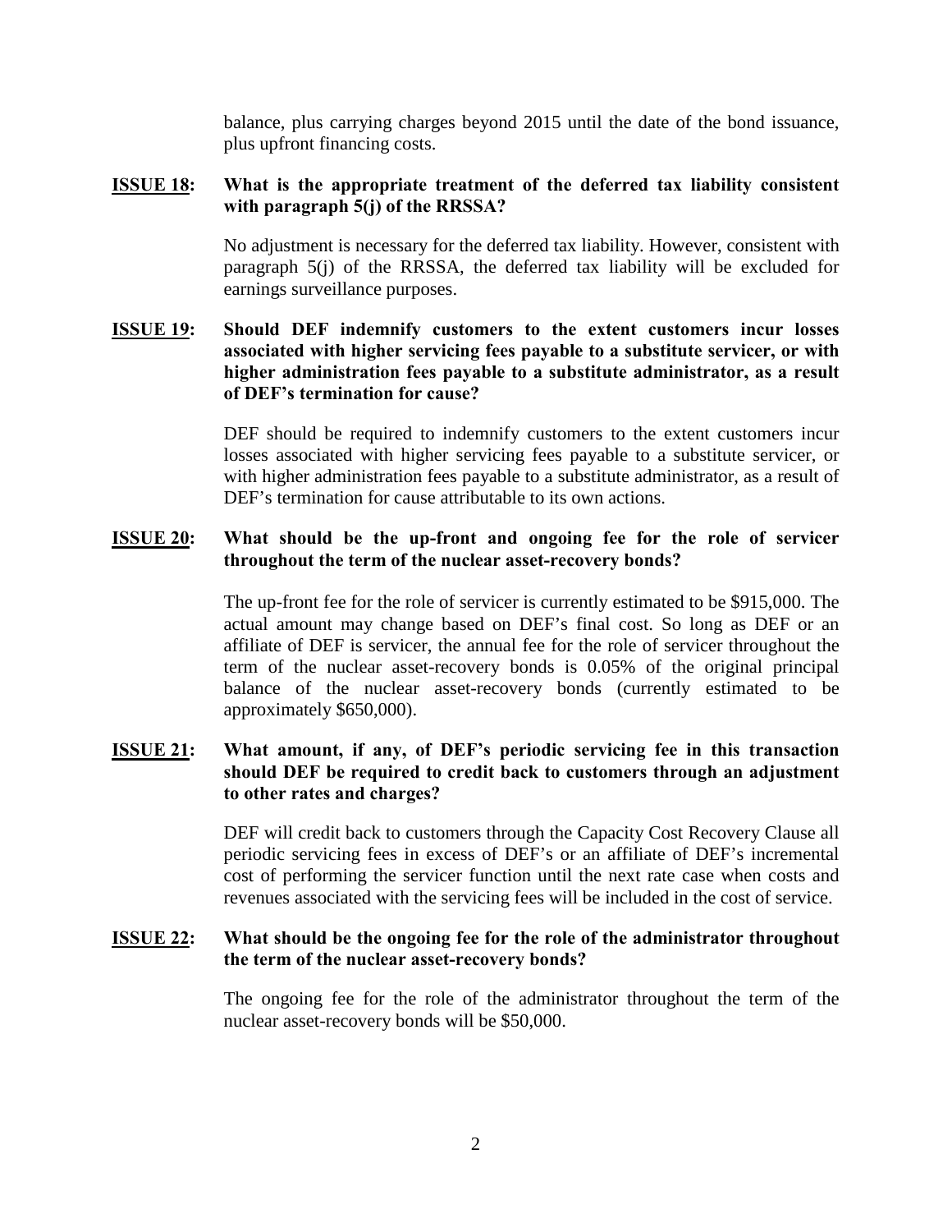balance, plus carrying charges beyond 2015 until the date of the bond issuance, plus upfront financing costs.

**<u>ISSUE 18</u>: What is the appropriate treatment of the deferred tax liability consistent with paragraph 5(j) of the RRSSA?**

No adjustment is necessary for the deferred tax liability. However, consistent with paragraph 5(j) of the RRSSA, the deferred tax liability will be excluded for earnings surveillance purposes.

**<u>ISSUE 19</u>: Should DEF indemnify customers to the extent customers incur losses associated with higher servicing fees payable to a substitute servicer, or with higher administration fees payable to a substitute administrator, as a result of DEF's termination for cause?**

DEF should be required to indemnify customers to the extent customers incur losses associated with higher servicing fees payable to a substitute servicer, or with higher administration fees payable to a substitute administrator, as a result of DEF's termination for cause attributable to its own actions.

**<u>ISSUE 20</u>: What should be the up-front and ongoing fee for the role of servicer throughout the term of the nuclear asset-recovery bonds?**

The up-front fee for the role of servicer is currently estimated to be $915,000. The actual amount may change based on DEF's final cost. So long as DEF or an affiliate of DEF is servicer, the annual fee for the role of servicer throughout the term of the nuclear asset-recovery bonds is 0.05% of the original principal balance of the nuclear asset-recovery bonds (currently estimated to be approximately $650,000).

**<u>ISSUE 21</u>: What amount, if any, of DEF's periodic servicing fee in this transaction should DEF be required to credit back to customers through an adjustment to other rates and charges?**

DEF will credit back to customers through the Capacity Cost Recovery Clause all periodic servicing fees in excess of DEF's or an affiliate of DEF's incremental cost of performing the servicer function until the next rate case when costs and revenues associated with the servicing fees will be included in the cost of service.

**<u>ISSUE 22</u>: What should be the ongoing fee for the role of the administrator throughout the term of the nuclear asset-recovery bonds?**

The ongoing fee for the role of the administrator throughout the term of the nuclear asset-recovery bonds will be $50,000.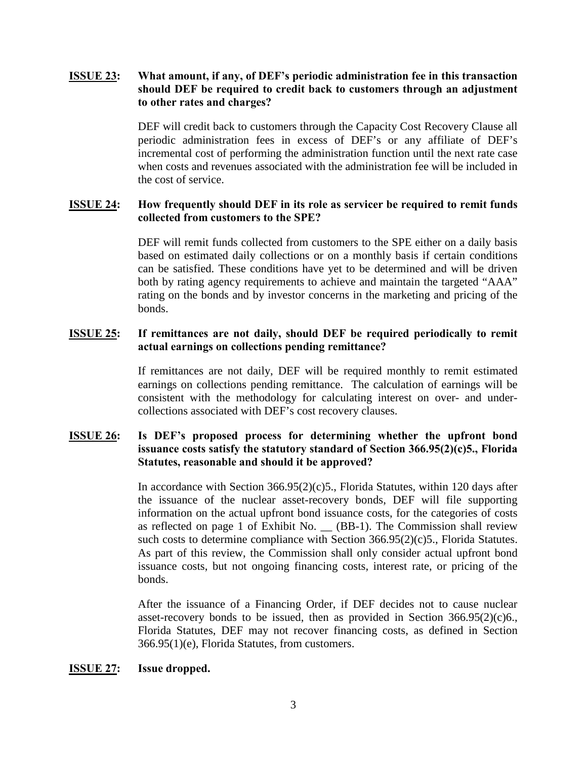**ISSUE 23: What amount, if any, of DEF's periodic administration fee in this transaction should DEF be required to credit back to customers through an adjustment to other rates and charges?**

DEF will credit back to customers through the Capacity Cost Recovery Clause all periodic administration fees in excess of DEF's or any affiliate of DEF's incremental cost of performing the administration function until the next rate case when costs and revenues associated with the administration fee will be included in the cost of service.

**ISSUE 24: How frequently should DEF in its role as servicer be required to remit funds collected from customers to the SPE?**

DEF will remit funds collected from customers to the SPE either on a daily basis based on estimated daily collections or on a monthly basis if certain conditions can be satisfied. These conditions have yet to be determined and will be driven both by rating agency requirements to achieve and maintain the targeted "AAA" rating on the bonds and by investor concerns in the marketing and pricing of the bonds.

**ISSUE 25: If remittances are not daily, should DEF be required periodically to remit actual earnings on collections pending remittance?**

If remittances are not daily, DEF will be required monthly to remit estimated earnings on collections pending remittance. The calculation of earnings will be consistent with the methodology for calculating interest on over- and under-collections associated with DEF's cost recovery clauses.

**ISSUE 26: Is DEF's proposed process for determining whether the upfront bond issuance costs satisfy the statutory standard of Section 366.95(2)(c)5., Florida Statutes, reasonable and should it be approved?**

In accordance with Section 366.95(2)(c)5., Florida Statutes, within 120 days after the issuance of the nuclear asset-recovery bonds, DEF will file supporting information on the actual upfront bond issuance costs, for the categories of costs as reflected on page 1 of Exhibit No. __ (BB-1). The Commission shall review such costs to determine compliance with Section 366.95(2)(c)5., Florida Statutes. As part of this review, the Commission shall only consider actual upfront bond issuance costs, but not ongoing financing costs, interest rate, or pricing of the bonds.

After the issuance of a Financing Order, if DEF decides not to cause nuclear asset-recovery bonds to be issued, then as provided in Section 366.95(2)(c)6., Florida Statutes, DEF may not recover financing costs, as defined in Section 366.95(1)(e), Florida Statutes, from customers.

**ISSUE 27: Issue dropped.**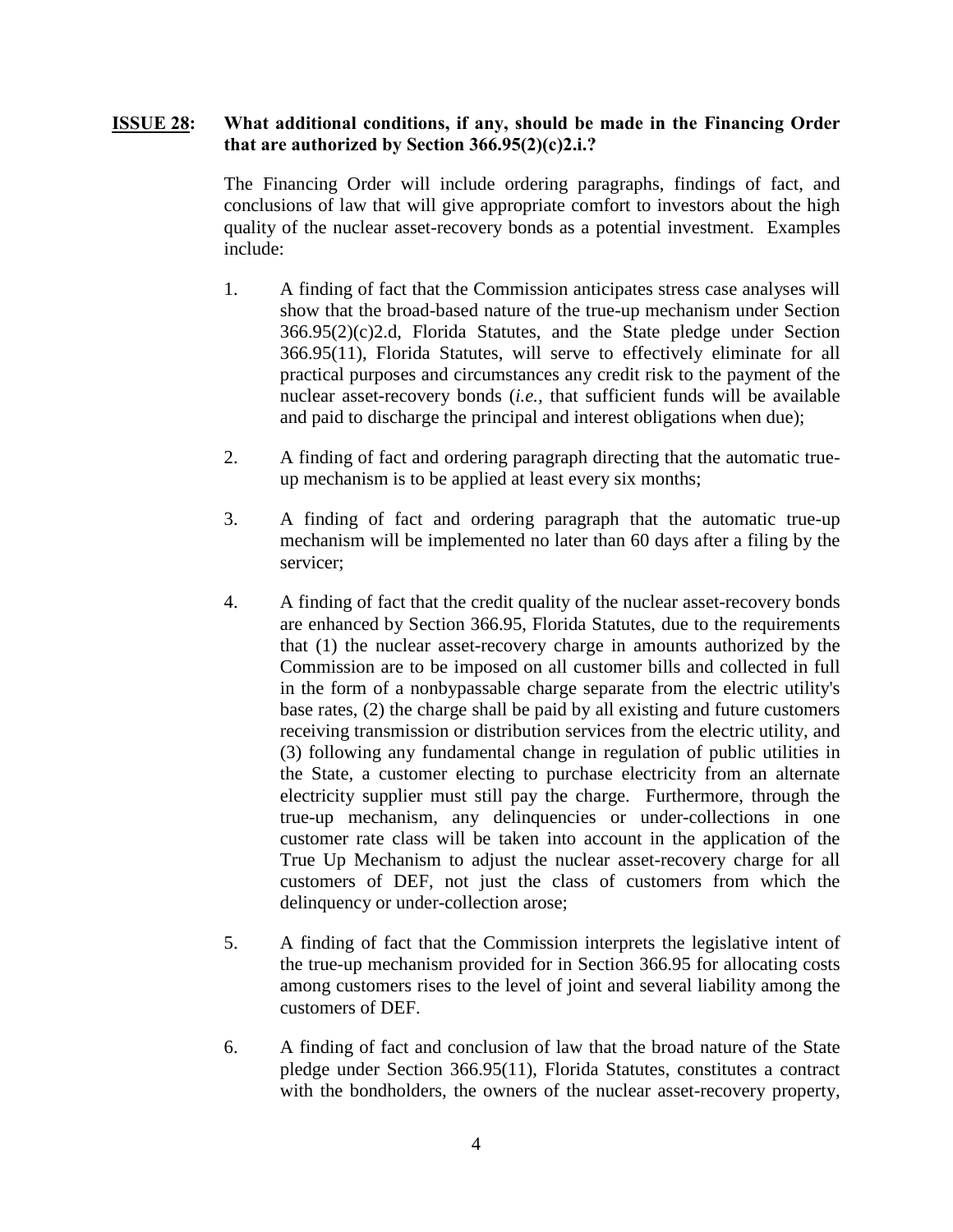**ISSUE 28: What additional conditions, if any, should be made in the Financing Order that are authorized by Section 366.95(2)(c)2.i.?**

The Financing Order will include ordering paragraphs, findings of fact, and conclusions of law that will give appropriate comfort to investors about the high quality of the nuclear asset-recovery bonds as a potential investment. Examples include:

1. A finding of fact that the Commission anticipates stress case analyses will show that the broad-based nature of the true-up mechanism under Section 366.95(2)(c)2.d, Florida Statutes, and the State pledge under Section 366.95(11), Florida Statutes, will serve to effectively eliminate for all practical purposes and circumstances any credit risk to the payment of the nuclear asset-recovery bonds (*i.e.*, that sufficient funds will be available and paid to discharge the principal and interest obligations when due);

2. A finding of fact and ordering paragraph directing that the automatic true-up mechanism is to be applied at least every six months;

3. A finding of fact and ordering paragraph that the automatic true-up mechanism will be implemented no later than 60 days after a filing by the servicer;

4. A finding of fact that the credit quality of the nuclear asset-recovery bonds are enhanced by Section 366.95, Florida Statutes, due to the requirements that (1) the nuclear asset-recovery charge in amounts authorized by the Commission are to be imposed on all customer bills and collected in full in the form of a nonbypassable charge separate from the electric utility's base rates, (2) the charge shall be paid by all existing and future customers receiving transmission or distribution services from the electric utility, and (3) following any fundamental change in regulation of public utilities in the State, a customer electing to purchase electricity from an alternate electricity supplier must still pay the charge. Furthermore, through the true-up mechanism, any delinquencies or under-collections in one customer rate class will be taken into account in the application of the True Up Mechanism to adjust the nuclear asset-recovery charge for all customers of DEF, not just the class of customers from which the delinquency or under-collection arose;

5. A finding of fact that the Commission interprets the legislative intent of the true-up mechanism provided for in Section 366.95 for allocating costs among customers rises to the level of joint and several liability among the customers of DEF.

6. A finding of fact and conclusion of law that the broad nature of the State pledge under Section 366.95(11), Florida Statutes, constitutes a contract with the bondholders, the owners of the nuclear asset-recovery property,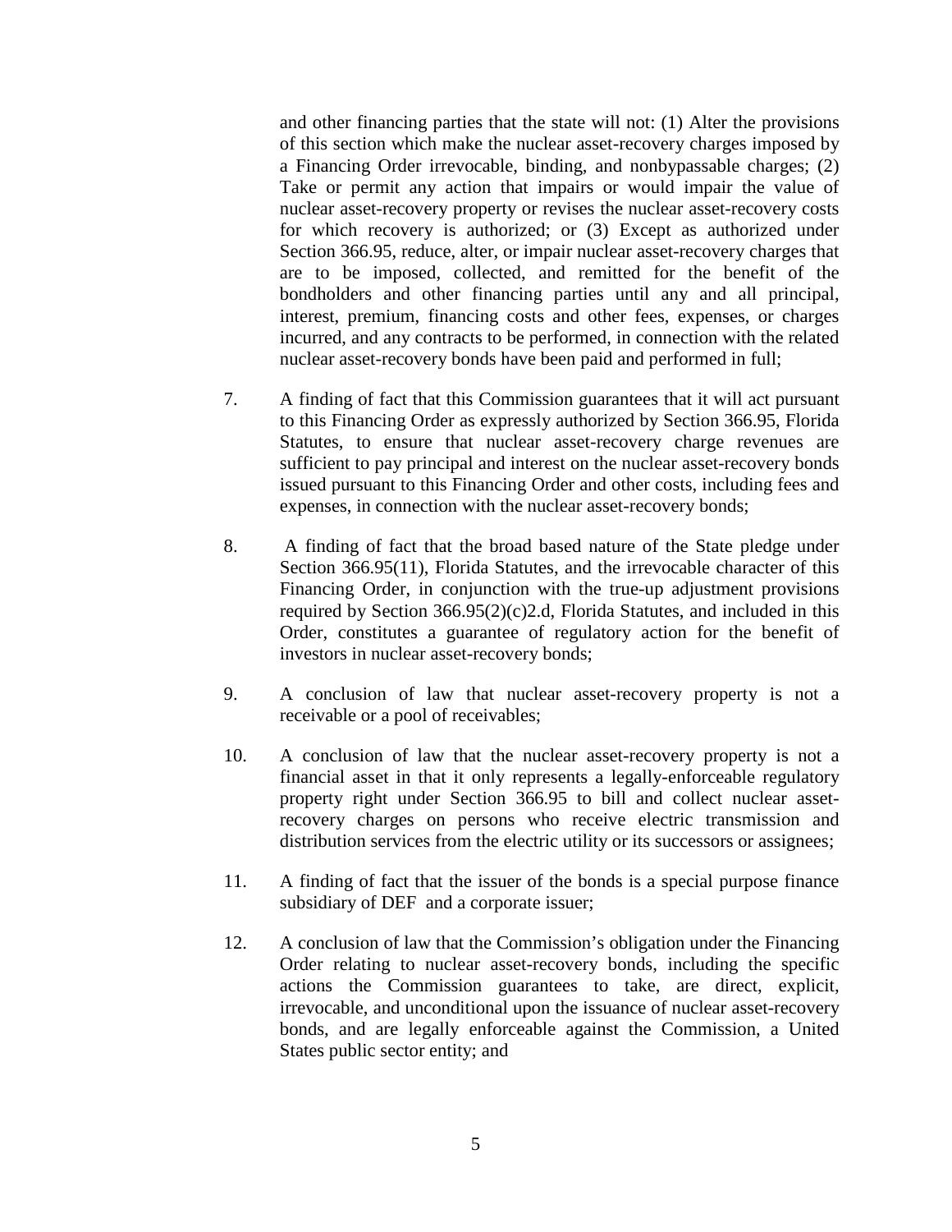and other financing parties that the state will not: (1) Alter the provisions of this section which make the nuclear asset-recovery charges imposed by a Financing Order irrevocable, binding, and nonbypassable charges; (2) Take or permit any action that impairs or would impair the value of nuclear asset-recovery property or revises the nuclear asset-recovery costs for which recovery is authorized; or (3) Except as authorized under Section 366.95, reduce, alter, or impair nuclear asset-recovery charges that are to be imposed, collected, and remitted for the benefit of the bondholders and other financing parties until any and all principal, interest, premium, financing costs and other fees, expenses, or charges incurred, and any contracts to be performed, in connection with the related nuclear asset-recovery bonds have been paid and performed in full;

7. A finding of fact that this Commission guarantees that it will act pursuant to this Financing Order as expressly authorized by Section 366.95, Florida Statutes, to ensure that nuclear asset-recovery charge revenues are sufficient to pay principal and interest on the nuclear asset-recovery bonds issued pursuant to this Financing Order and other costs, including fees and expenses, in connection with the nuclear asset-recovery bonds;

8. A finding of fact that the broad based nature of the State pledge under Section 366.95(11), Florida Statutes, and the irrevocable character of this Financing Order, in conjunction with the true-up adjustment provisions required by Section 366.95(2)(c)2.d, Florida Statutes, and included in this Order, constitutes a guarantee of regulatory action for the benefit of investors in nuclear asset-recovery bonds;

9. A conclusion of law that nuclear asset-recovery property is not a receivable or a pool of receivables;

10. A conclusion of law that the nuclear asset-recovery property is not a financial asset in that it only represents a legally-enforceable regulatory property right under Section 366.95 to bill and collect nuclear asset-recovery charges on persons who receive electric transmission and distribution services from the electric utility or its successors or assignees;

11. A finding of fact that the issuer of the bonds is a special purpose finance subsidiary of DEF and a corporate issuer;

12. A conclusion of law that the Commission's obligation under the Financing Order relating to nuclear asset-recovery bonds, including the specific actions the Commission guarantees to take, are direct, explicit, irrevocable, and unconditional upon the issuance of nuclear asset-recovery bonds, and are legally enforceable against the Commission, a United States public sector entity; and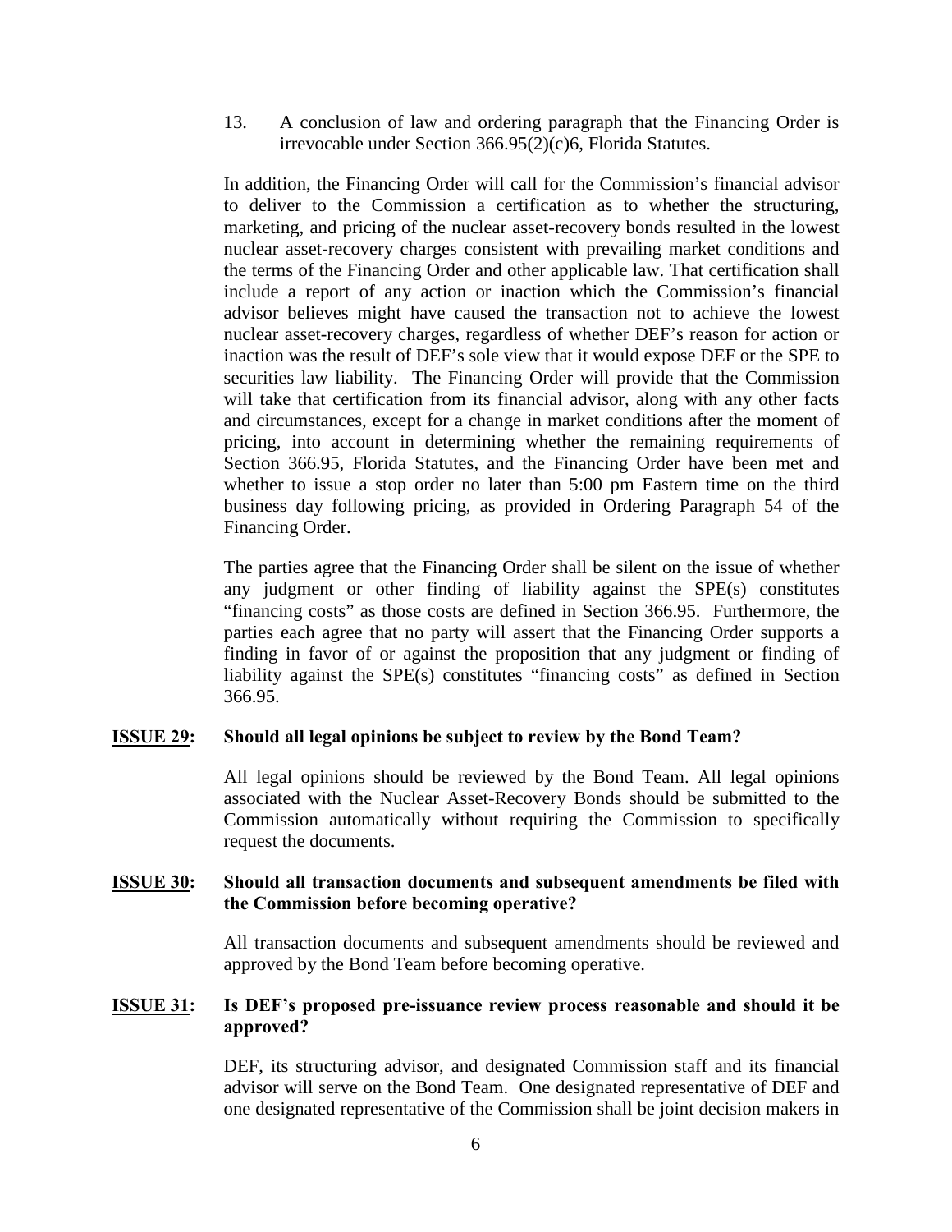13. A conclusion of law and ordering paragraph that the Financing Order is irrevocable under Section 366.95(2)(c)6, Florida Statutes.

In addition, the Financing Order will call for the Commission's financial advisor to deliver to the Commission a certification as to whether the structuring, marketing, and pricing of the nuclear asset-recovery bonds resulted in the lowest nuclear asset-recovery charges consistent with prevailing market conditions and the terms of the Financing Order and other applicable law. That certification shall include a report of any action or inaction which the Commission's financial advisor believes might have caused the transaction not to achieve the lowest nuclear asset-recovery charges, regardless of whether DEF's reason for action or inaction was the result of DEF's sole view that it would expose DEF or the SPE to securities law liability. The Financing Order will provide that the Commission will take that certification from its financial advisor, along with any other facts and circumstances, except for a change in market conditions after the moment of pricing, into account in determining whether the remaining requirements of Section 366.95, Florida Statutes, and the Financing Order have been met and whether to issue a stop order no later than 5:00 pm Eastern time on the third business day following pricing, as provided in Ordering Paragraph 54 of the Financing Order.

The parties agree that the Financing Order shall be silent on the issue of whether any judgment or other finding of liability against the SPE(s) constitutes "financing costs" as those costs are defined in Section 366.95. Furthermore, the parties each agree that no party will assert that the Financing Order supports a finding in favor of or against the proposition that any judgment or finding of liability against the SPE(s) constitutes "financing costs" as defined in Section 366.95.

**ISSUE 29: Should all legal opinions be subject to review by the Bond Team?**

All legal opinions should be reviewed by the Bond Team. All legal opinions associated with the Nuclear Asset-Recovery Bonds should be submitted to the Commission automatically without requiring the Commission to specifically request the documents.

**ISSUE 30: Should all transaction documents and subsequent amendments be filed with the Commission before becoming operative?**

All transaction documents and subsequent amendments should be reviewed and approved by the Bond Team before becoming operative.

**ISSUE 31: Is DEF's proposed pre-issuance review process reasonable and should it be approved?**

DEF, its structuring advisor, and designated Commission staff and its financial advisor will serve on the Bond Team. One designated representative of DEF and one designated representative of the Commission shall be joint decision makers in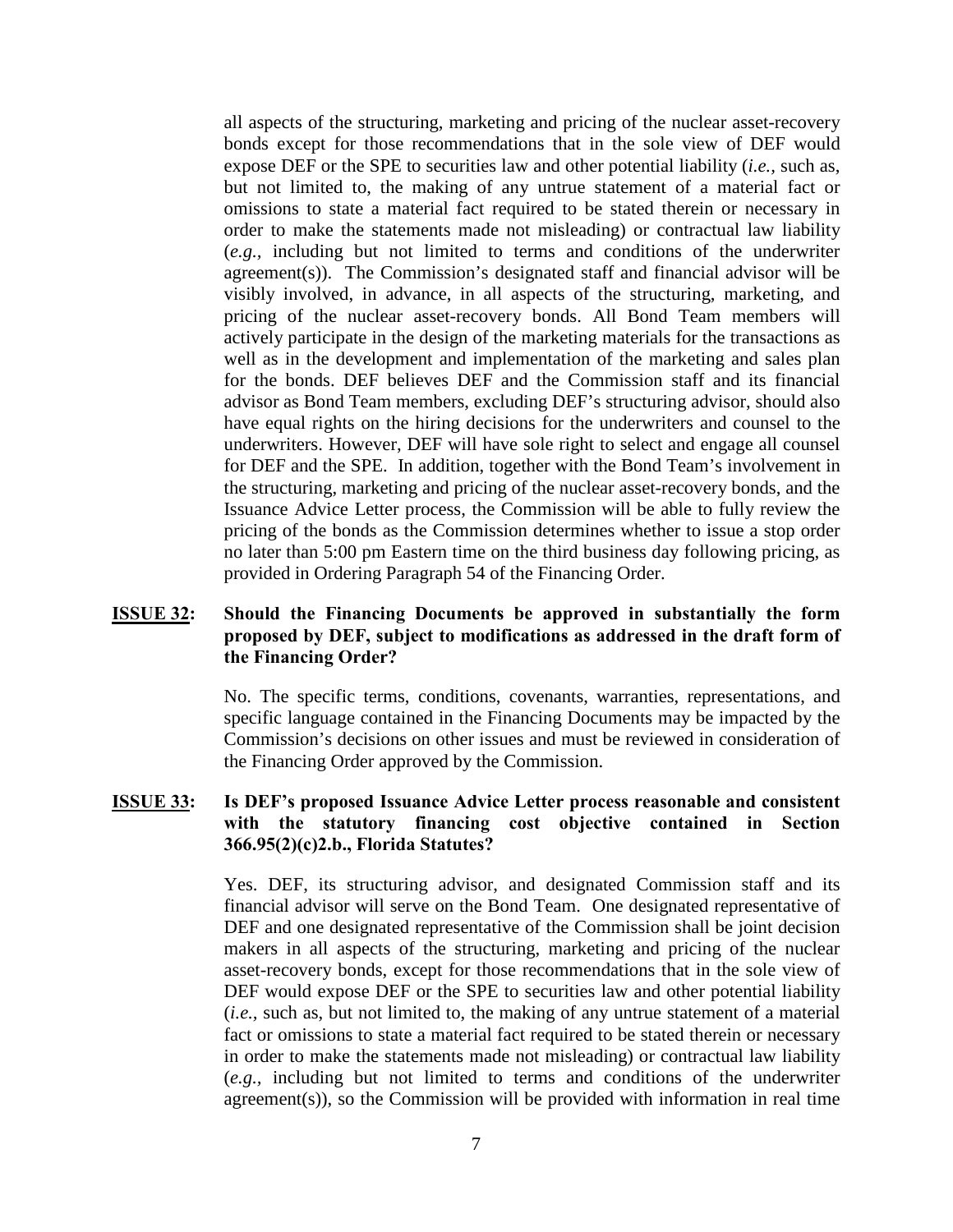all aspects of the structuring, marketing and pricing of the nuclear asset-recovery bonds except for those recommendations that in the sole view of DEF would expose DEF or the SPE to securities law and other potential liability (*i.e.*, such as, but not limited to, the making of any untrue statement of a material fact or omissions to state a material fact required to be stated therein or necessary in order to make the statements made not misleading) or contractual law liability (*e.g.*, including but not limited to terms and conditions of the underwriter agreement(s)). The Commission's designated staff and financial advisor will be visibly involved, in advance, in all aspects of the structuring, marketing, and pricing of the nuclear asset-recovery bonds. All Bond Team members will actively participate in the design of the marketing materials for the transactions as well as in the development and implementation of the marketing and sales plan for the bonds. DEF believes DEF and the Commission staff and its financial advisor as Bond Team members, excluding DEF's structuring advisor, should also have equal rights on the hiring decisions for the underwriters and counsel to the underwriters. However, DEF will have sole right to select and engage all counsel for DEF and the SPE. In addition, together with the Bond Team's involvement in the structuring, marketing and pricing of the nuclear asset-recovery bonds, and the Issuance Advice Letter process, the Commission will be able to fully review the pricing of the bonds as the Commission determines whether to issue a stop order no later than 5:00 pm Eastern time on the third business day following pricing, as provided in Ordering Paragraph 54 of the Financing Order.

**<u>ISSUE 32</u>: Should the Financing Documents be approved in substantially the form proposed by DEF, subject to modifications as addressed in the draft form of the Financing Order?**

No. The specific terms, conditions, covenants, warranties, representations, and specific language contained in the Financing Documents may be impacted by the Commission's decisions on other issues and must be reviewed in consideration of the Financing Order approved by the Commission.

**<u>ISSUE 33</u>: Is DEF's proposed Issuance Advice Letter process reasonable and consistent with the statutory financing cost objective contained in Section 366.95(2)(c)2.b., Florida Statutes?**

Yes. DEF, its structuring advisor, and designated Commission staff and its financial advisor will serve on the Bond Team. One designated representative of DEF and one designated representative of the Commission shall be joint decision makers in all aspects of the structuring, marketing and pricing of the nuclear asset-recovery bonds, except for those recommendations that in the sole view of DEF would expose DEF or the SPE to securities law and other potential liability (*i.e.*, such as, but not limited to, the making of any untrue statement of a material fact or omissions to state a material fact required to be stated therein or necessary in order to make the statements made not misleading) or contractual law liability (*e.g.*, including but not limited to terms and conditions of the underwriter agreement(s)), so the Commission will be provided with information in real time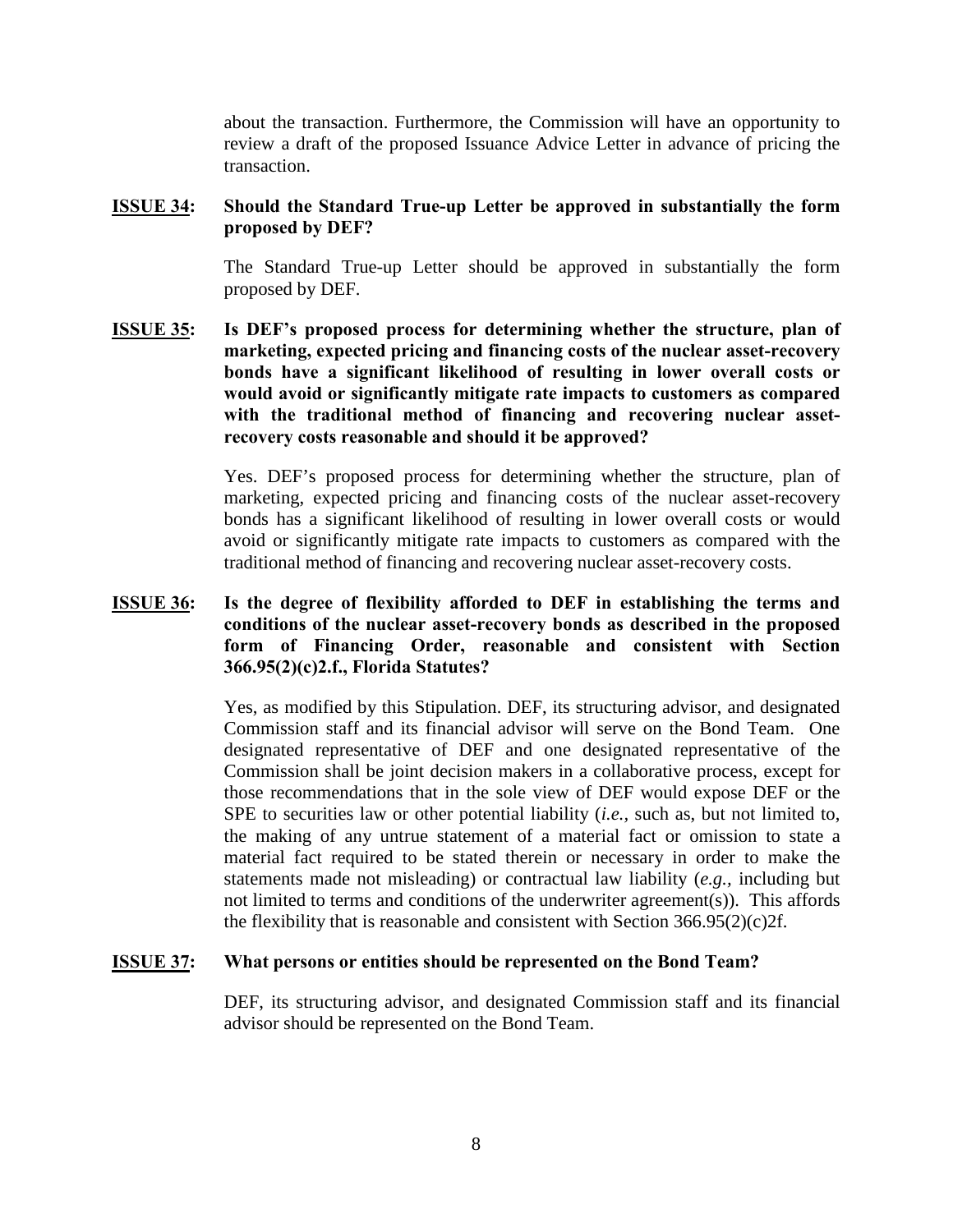about the transaction. Furthermore, the Commission will have an opportunity to review a draft of the proposed Issuance Advice Letter in advance of pricing the transaction.

**<u>ISSUE 34</u>: Should the Standard True-up Letter be approved in substantially the form proposed by DEF?**

The Standard True-up Letter should be approved in substantially the form proposed by DEF.

**<u>ISSUE 35</u>: Is DEF's proposed process for determining whether the structure, plan of marketing, expected pricing and financing costs of the nuclear asset-recovery bonds have a significant likelihood of resulting in lower overall costs or would avoid or significantly mitigate rate impacts to customers as compared with the traditional method of financing and recovering nuclear asset-recovery costs reasonable and should it be approved?**

Yes. DEF's proposed process for determining whether the structure, plan of marketing, expected pricing and financing costs of the nuclear asset-recovery bonds has a significant likelihood of resulting in lower overall costs or would avoid or significantly mitigate rate impacts to customers as compared with the traditional method of financing and recovering nuclear asset-recovery costs.

**<u>ISSUE 36</u>: Is the degree of flexibility afforded to DEF in establishing the terms and conditions of the nuclear asset-recovery bonds as described in the proposed form of Financing Order, reasonable and consistent with Section 366.95(2)(c)2.f., Florida Statutes?**

Yes, as modified by this Stipulation. DEF, its structuring advisor, and designated Commission staff and its financial advisor will serve on the Bond Team. One designated representative of DEF and one designated representative of the Commission shall be joint decision makers in a collaborative process, except for those recommendations that in the sole view of DEF would expose DEF or the SPE to securities law or other potential liability (*i.e.*, such as, but not limited to, the making of any untrue statement of a material fact or omission to state a material fact required to be stated therein or necessary in order to make the statements made not misleading) or contractual law liability (*e.g.,* including but not limited to terms and conditions of the underwriter agreement(s)). This affords the flexibility that is reasonable and consistent with Section 366.95(2)(c)2f.

**<u>ISSUE 37</u>: What persons or entities should be represented on the Bond Team?**

DEF, its structuring advisor, and designated Commission staff and its financial advisor should be represented on the Bond Team.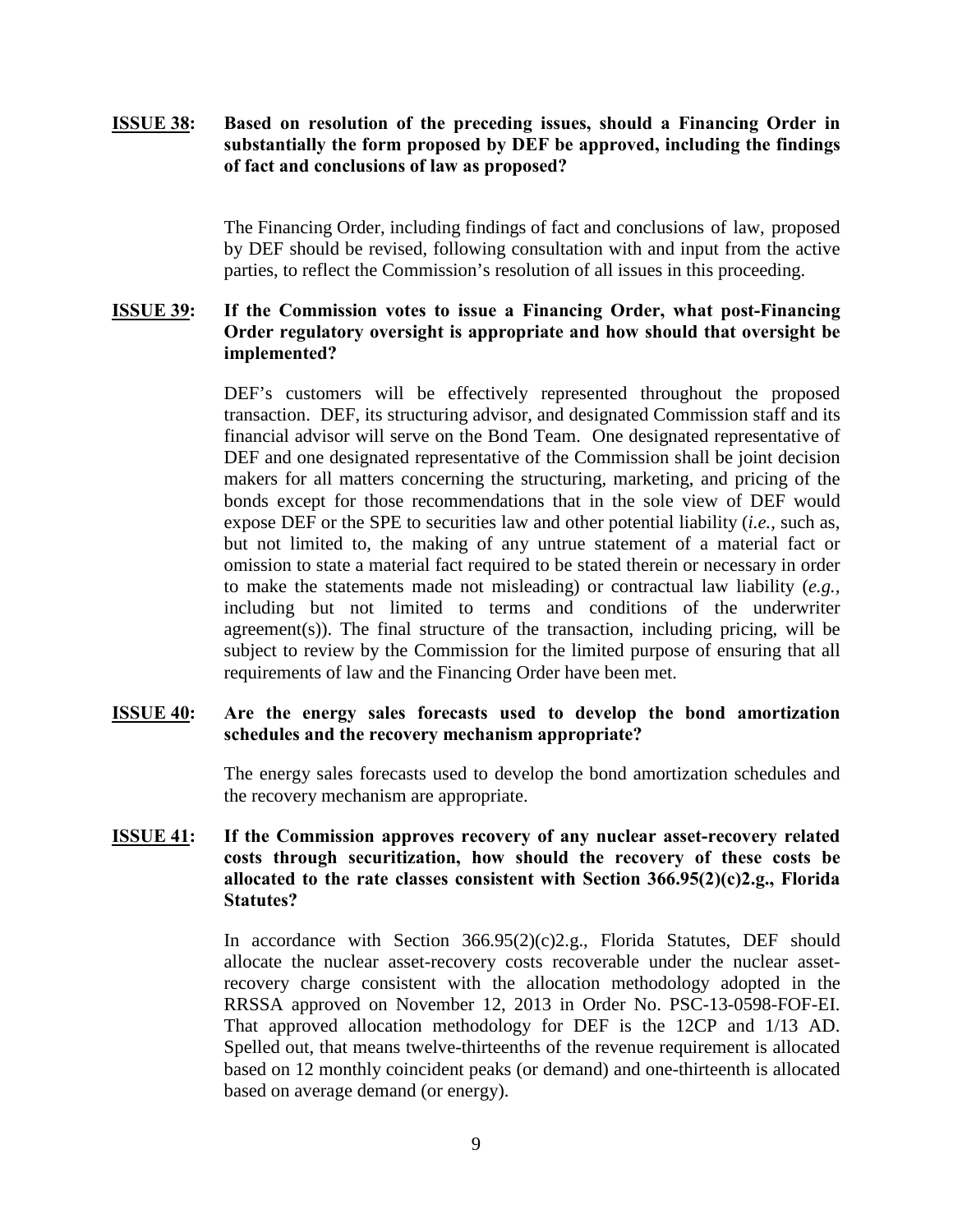**<u>ISSUE 38</u>: Based on resolution of the preceding issues, should a Financing Order in substantially the form proposed by DEF be approved, including the findings of fact and conclusions of law as proposed?**

The Financing Order, including findings of fact and conclusions of law, proposed by DEF should be revised, following consultation with and input from the active parties, to reflect the Commission's resolution of all issues in this proceeding.

**<u>ISSUE 39</u>: If the Commission votes to issue a Financing Order, what post-Financing Order regulatory oversight is appropriate and how should that oversight be implemented?**

DEF's customers will be effectively represented throughout the proposed transaction. DEF, its structuring advisor, and designated Commission staff and its financial advisor will serve on the Bond Team. One designated representative of DEF and one designated representative of the Commission shall be joint decision makers for all matters concerning the structuring, marketing, and pricing of the bonds except for those recommendations that in the sole view of DEF would expose DEF or the SPE to securities law and other potential liability (*i.e.*, such as, but not limited to, the making of any untrue statement of a material fact or omission to state a material fact required to be stated therein or necessary in order to make the statements made not misleading) or contractual law liability (*e.g.*, including but not limited to terms and conditions of the underwriter agreement(s)). The final structure of the transaction, including pricing, will be subject to review by the Commission for the limited purpose of ensuring that all requirements of law and the Financing Order have been met.

**<u>ISSUE 40</u>: Are the energy sales forecasts used to develop the bond amortization schedules and the recovery mechanism appropriate?**

The energy sales forecasts used to develop the bond amortization schedules and the recovery mechanism are appropriate.

**<u>ISSUE 41</u>: If the Commission approves recovery of any nuclear asset-recovery related costs through securitization, how should the recovery of these costs be allocated to the rate classes consistent with Section 366.95(2)(c)2.g., Florida Statutes?**

In accordance with Section 366.95(2)(c)2.g., Florida Statutes, DEF should allocate the nuclear asset-recovery costs recoverable under the nuclear asset-recovery charge consistent with the allocation methodology adopted in the RRSSA approved on November 12, 2013 in Order No. PSC-13-0598-FOF-EI. That approved allocation methodology for DEF is the 12CP and 1/13 AD. Spelled out, that means twelve-thirteenths of the revenue requirement is allocated based on 12 monthly coincident peaks (or demand) and one-thirteenth is allocated based on average demand (or energy).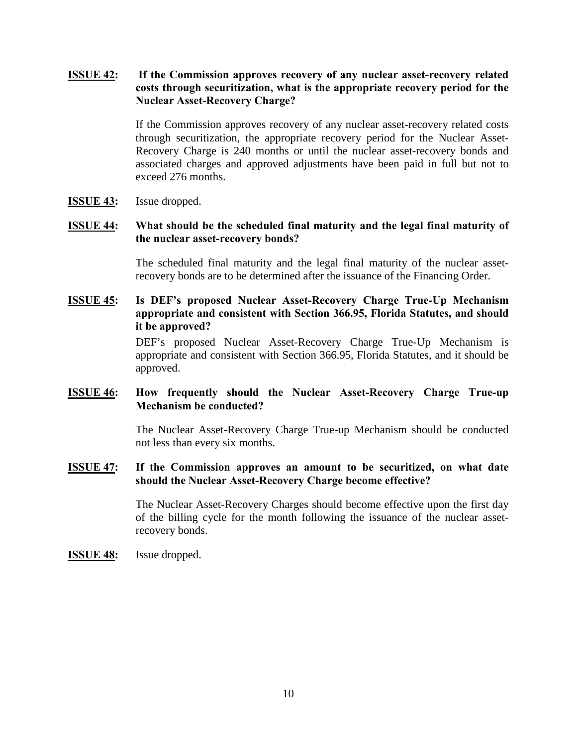**<u>ISSUE 42</u>: If the Commission approves recovery of any nuclear asset-recovery related costs through securitization, what is the appropriate recovery period for the Nuclear Asset-Recovery Charge?**

If the Commission approves recovery of any nuclear asset-recovery related costs through securitization, the appropriate recovery period for the Nuclear Asset-Recovery Charge is 240 months or until the nuclear asset-recovery bonds and associated charges and approved adjustments have been paid in full but not to exceed 276 months.

**<u>ISSUE 43</u>:** Issue dropped.

**<u>ISSUE 44</u>: What should be the scheduled final maturity and the legal final maturity of the nuclear asset-recovery bonds?**

The scheduled final maturity and the legal final maturity of the nuclear asset-recovery bonds are to be determined after the issuance of the Financing Order.

**<u>ISSUE 45</u>: Is DEF's proposed Nuclear Asset-Recovery Charge True-Up Mechanism appropriate and consistent with Section 366.95, Florida Statutes, and should it be approved?**

DEF's proposed Nuclear Asset-Recovery Charge True-Up Mechanism is appropriate and consistent with Section 366.95, Florida Statutes, and it should be approved.

**<u>ISSUE 46</u>: How frequently should the Nuclear Asset-Recovery Charge True-up Mechanism be conducted?**

The Nuclear Asset-Recovery Charge True-up Mechanism should be conducted not less than every six months.

**<u>ISSUE 47</u>: If the Commission approves an amount to be securitized, on what date should the Nuclear Asset-Recovery Charge become effective?**

The Nuclear Asset-Recovery Charges should become effective upon the first day of the billing cycle for the month following the issuance of the nuclear asset-recovery bonds.

**<u>ISSUE 48</u>:** Issue dropped.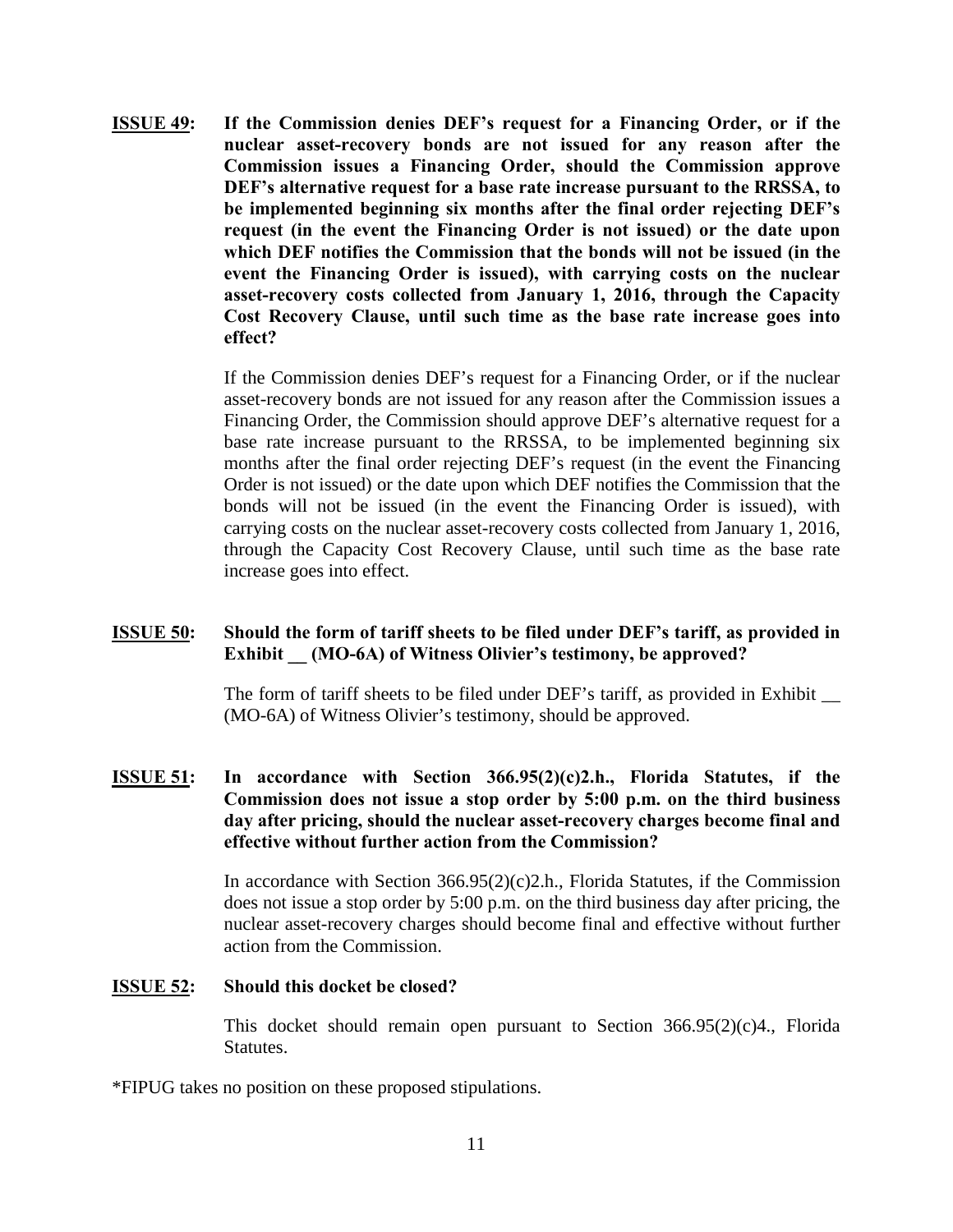**<u>ISSUE 49</u>: If the Commission denies DEF's request for a Financing Order, or if the nuclear asset-recovery bonds are not issued for any reason after the Commission issues a Financing Order, should the Commission approve DEF's alternative request for a base rate increase pursuant to the RRSSA, to be implemented beginning six months after the final order rejecting DEF's request (in the event the Financing Order is not issued) or the date upon which DEF notifies the Commission that the bonds will not be issued (in the event the Financing Order is issued), with carrying costs on the nuclear asset-recovery costs collected from January 1, 2016, through the Capacity Cost Recovery Clause, until such time as the base rate increase goes into effect?**

If the Commission denies DEF's request for a Financing Order, or if the nuclear asset-recovery bonds are not issued for any reason after the Commission issues a Financing Order, the Commission should approve DEF's alternative request for a base rate increase pursuant to the RRSSA, to be implemented beginning six months after the final order rejecting DEF's request (in the event the Financing Order is not issued) or the date upon which DEF notifies the Commission that the bonds will not be issued (in the event the Financing Order is issued), with carrying costs on the nuclear asset-recovery costs collected from January 1, 2016, through the Capacity Cost Recovery Clause, until such time as the base rate increase goes into effect.

**<u>ISSUE 50</u>: Should the form of tariff sheets to be filed under DEF's tariff, as provided in Exhibit __ (MO-6A) of Witness Olivier's testimony, be approved?**

The form of tariff sheets to be filed under DEF's tariff, as provided in Exhibit __ (MO-6A) of Witness Olivier's testimony, should be approved.

**<u>ISSUE 51</u>: In accordance with Section 366.95(2)(c)2.h., Florida Statutes, if the Commission does not issue a stop order by 5:00 p.m. on the third business day after pricing, should the nuclear asset-recovery charges become final and effective without further action from the Commission?**

In accordance with Section 366.95(2)(c)2.h., Florida Statutes, if the Commission does not issue a stop order by 5:00 p.m. on the third business day after pricing, the nuclear asset-recovery charges should become final and effective without further action from the Commission.

**<u>ISSUE 52</u>: Should this docket be closed?**

This docket should remain open pursuant to Section 366.95(2)(c)4., Florida Statutes.

*FIPUG takes no position on these proposed stipulations.